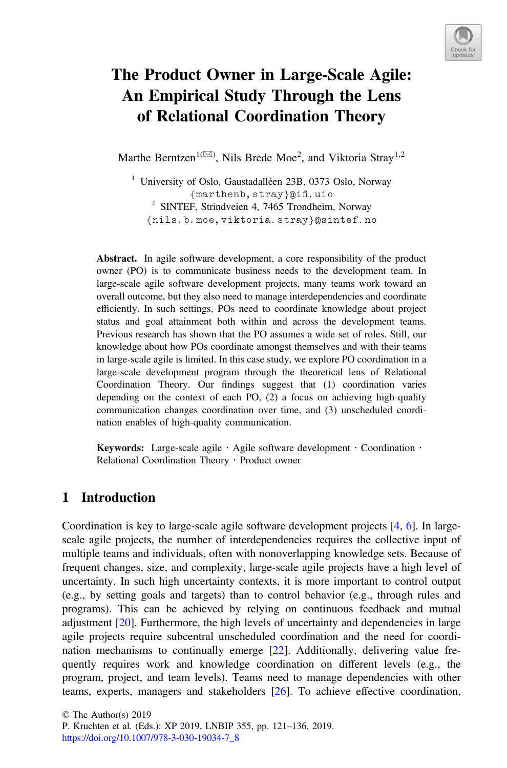# The Product Owner in Large-Scale Agile: An Empirical Study Through the Lens of Relational Coordination Theory

Marthe Berntzen[1(✉)], Nils Brede Moe[2], and Viktoria Stray[1,2]

[1] University of Oslo, Gaustadalléen 23B, 0373 Oslo, Norway
{marthenb, stray}@ifi.uio

[2] SINTEF, Strindveien 4, 7465 Trondheim, Norway
{nils.b.moe, viktoria.stray}@sintef.no

**Abstract.** In agile software development, a core responsibility of the product owner (PO) is to communicate business needs to the development team. In large-scale agile software development projects, many teams work toward an overall outcome, but they also need to manage interdependencies and coordinate efficiently. In such settings, POs need to coordinate knowledge about project status and goal attainment both within and across the development teams. Previous research has shown that the PO assumes a wide set of roles. Still, our knowledge about how POs coordinate amongst themselves and with their teams in large-scale agile is limited. In this case study, we explore PO coordination in a large-scale development program through the theoretical lens of Relational Coordination Theory. Our findings suggest that (1) coordination varies depending on the context of each PO, (2) a focus on achieving high-quality communication changes coordination over time, and (3) unscheduled coordination enables of high-quality communication.

**Keywords:** Large-scale agile · Agile software development · Coordination · Relational Coordination Theory · Product owner

## 1 Introduction

Coordination is key to large-scale agile software development projects [4, 6]. In large-scale agile projects, the number of interdependencies requires the collective input of multiple teams and individuals, often with nonoverlapping knowledge sets. Because of frequent changes, size, and complexity, large-scale agile projects have a high level of uncertainty. In such high uncertainty contexts, it is more important to control output (e.g., by setting goals and targets) than to control behavior (e.g., through rules and programs). This can be achieved by relying on continuous feedback and mutual adjustment [20]. Furthermore, the high levels of uncertainty and dependencies in large agile projects require subcentral unscheduled coordination and the need for coordination mechanisms to continually emerge [22]. Additionally, delivering value frequently requires work and knowledge coordination on different levels (e.g., the program, project, and team levels). Teams need to manage dependencies with other teams, experts, managers and stakeholders [26]. To achieve effective coordination,

© The Author(s) 2019
P. Kruchten et al. (Eds.): XP 2019, LNBIP 355, pp. 121–136, 2019.
https://doi.org/10.1007/978-3-030-19034-7_8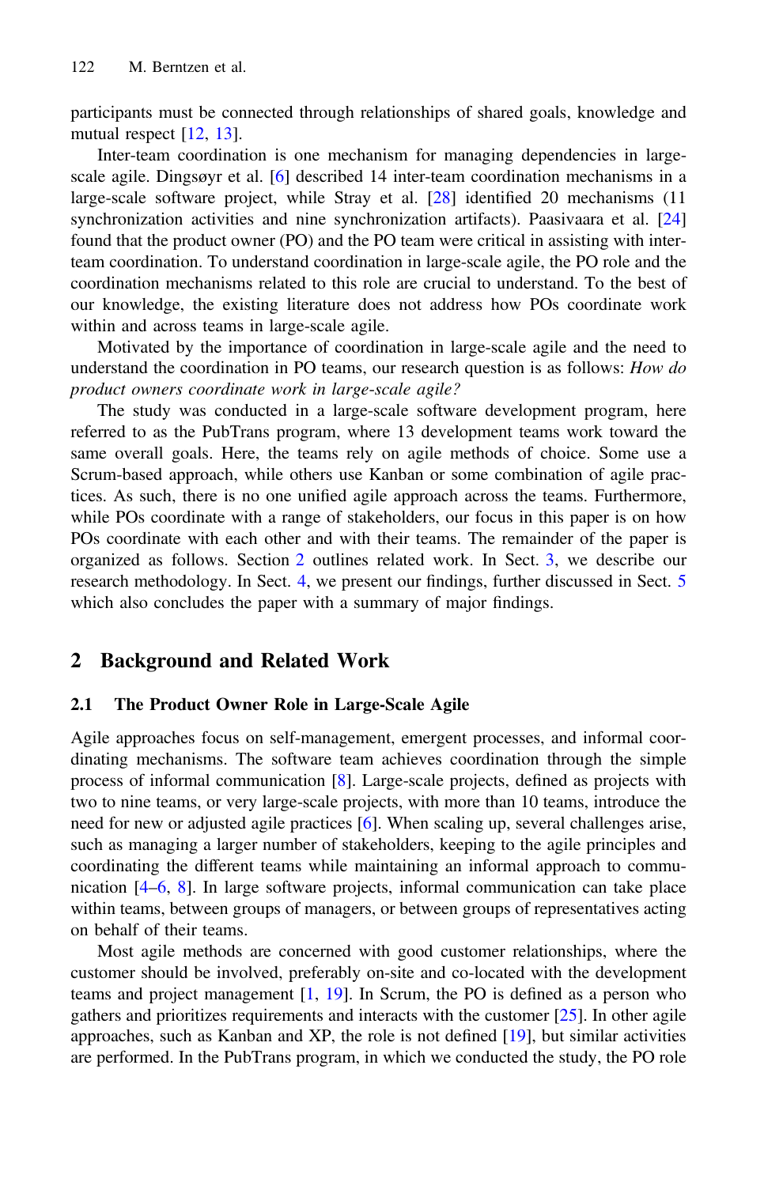participants must be connected through relationships of shared goals, knowledge and mutual respect [12, 13].

Inter-team coordination is one mechanism for managing dependencies in large-scale agile. Dingsøyr et al. [6] described 14 inter-team coordination mechanisms in a large-scale software project, while Stray et al. [28] identified 20 mechanisms (11 synchronization activities and nine synchronization artifacts). Paasivaara et al. [24] found that the product owner (PO) and the PO team were critical in assisting with inter-team coordination. To understand coordination in large-scale agile, the PO role and the coordination mechanisms related to this role are crucial to understand. To the best of our knowledge, the existing literature does not address how POs coordinate work within and across teams in large-scale agile.

Motivated by the importance of coordination in large-scale agile and the need to understand the coordination in PO teams, our research question is as follows: *How do product owners coordinate work in large-scale agile?*

The study was conducted in a large-scale software development program, here referred to as the PubTrans program, where 13 development teams work toward the same overall goals. Here, the teams rely on agile methods of choice. Some use a Scrum-based approach, while others use Kanban or some combination of agile practices. As such, there is no one unified agile approach across the teams. Furthermore, while POs coordinate with a range of stakeholders, our focus in this paper is on how POs coordinate with each other and with their teams. The remainder of the paper is organized as follows. Section 2 outlines related work. In Sect. 3, we describe our research methodology. In Sect. 4, we present our findings, further discussed in Sect. 5 which also concludes the paper with a summary of major findings.

## 2 Background and Related Work

### 2.1 The Product Owner Role in Large-Scale Agile

Agile approaches focus on self-management, emergent processes, and informal coordinating mechanisms. The software team achieves coordination through the simple process of informal communication [8]. Large-scale projects, defined as projects with two to nine teams, or very large-scale projects, with more than 10 teams, introduce the need for new or adjusted agile practices [6]. When scaling up, several challenges arise, such as managing a larger number of stakeholders, keeping to the agile principles and coordinating the different teams while maintaining an informal approach to communication [4–6, 8]. In large software projects, informal communication can take place within teams, between groups of managers, or between groups of representatives acting on behalf of their teams.

Most agile methods are concerned with good customer relationships, where the customer should be involved, preferably on-site and co-located with the development teams and project management [1, 19]. In Scrum, the PO is defined as a person who gathers and prioritizes requirements and interacts with the customer [25]. In other agile approaches, such as Kanban and XP, the role is not defined [19], but similar activities are performed. In the PubTrans program, in which we conducted the study, the PO role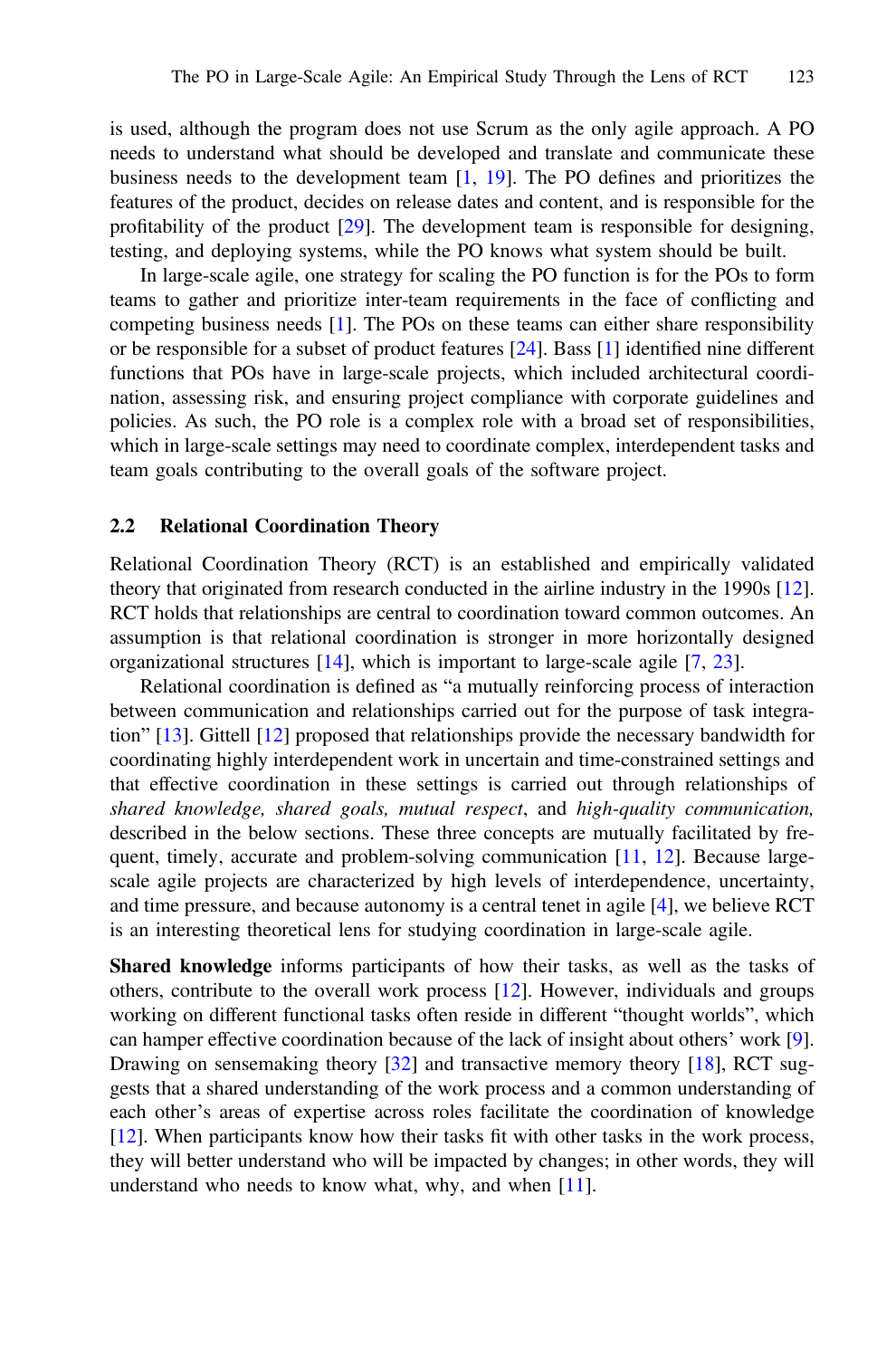is used, although the program does not use Scrum as the only agile approach. A PO needs to understand what should be developed and translate and communicate these business needs to the development team [1, 19]. The PO defines and prioritizes the features of the product, decides on release dates and content, and is responsible for the profitability of the product [29]. The development team is responsible for designing, testing, and deploying systems, while the PO knows what system should be built.

In large-scale agile, one strategy for scaling the PO function is for the POs to form teams to gather and prioritize inter-team requirements in the face of conflicting and competing business needs [1]. The POs on these teams can either share responsibility or be responsible for a subset of product features [24]. Bass [1] identified nine different functions that POs have in large-scale projects, which included architectural coordination, assessing risk, and ensuring project compliance with corporate guidelines and policies. As such, the PO role is a complex role with a broad set of responsibilities, which in large-scale settings may need to coordinate complex, interdependent tasks and team goals contributing to the overall goals of the software project.

### 2.2 Relational Coordination Theory

Relational Coordination Theory (RCT) is an established and empirically validated theory that originated from research conducted in the airline industry in the 1990s [12]. RCT holds that relationships are central to coordination toward common outcomes. An assumption is that relational coordination is stronger in more horizontally designed organizational structures [14], which is important to large-scale agile [7, 23].

Relational coordination is defined as "a mutually reinforcing process of interaction between communication and relationships carried out for the purpose of task integration" [13]. Gittell [12] proposed that relationships provide the necessary bandwidth for coordinating highly interdependent work in uncertain and time-constrained settings and that effective coordination in these settings is carried out through relationships of *shared knowledge, shared goals, mutual respect*, and *high-quality communication,* described in the below sections. These three concepts are mutually facilitated by frequent, timely, accurate and problem-solving communication [11, 12]. Because large-scale agile projects are characterized by high levels of interdependence, uncertainty, and time pressure, and because autonomy is a central tenet in agile [4], we believe RCT is an interesting theoretical lens for studying coordination in large-scale agile.

**Shared knowledge** informs participants of how their tasks, as well as the tasks of others, contribute to the overall work process [12]. However, individuals and groups working on different functional tasks often reside in different "thought worlds", which can hamper effective coordination because of the lack of insight about others' work [9]. Drawing on sensemaking theory [32] and transactive memory theory [18], RCT suggests that a shared understanding of the work process and a common understanding of each other's areas of expertise across roles facilitate the coordination of knowledge [12]. When participants know how their tasks fit with other tasks in the work process, they will better understand who will be impacted by changes; in other words, they will understand who needs to know what, why, and when [11].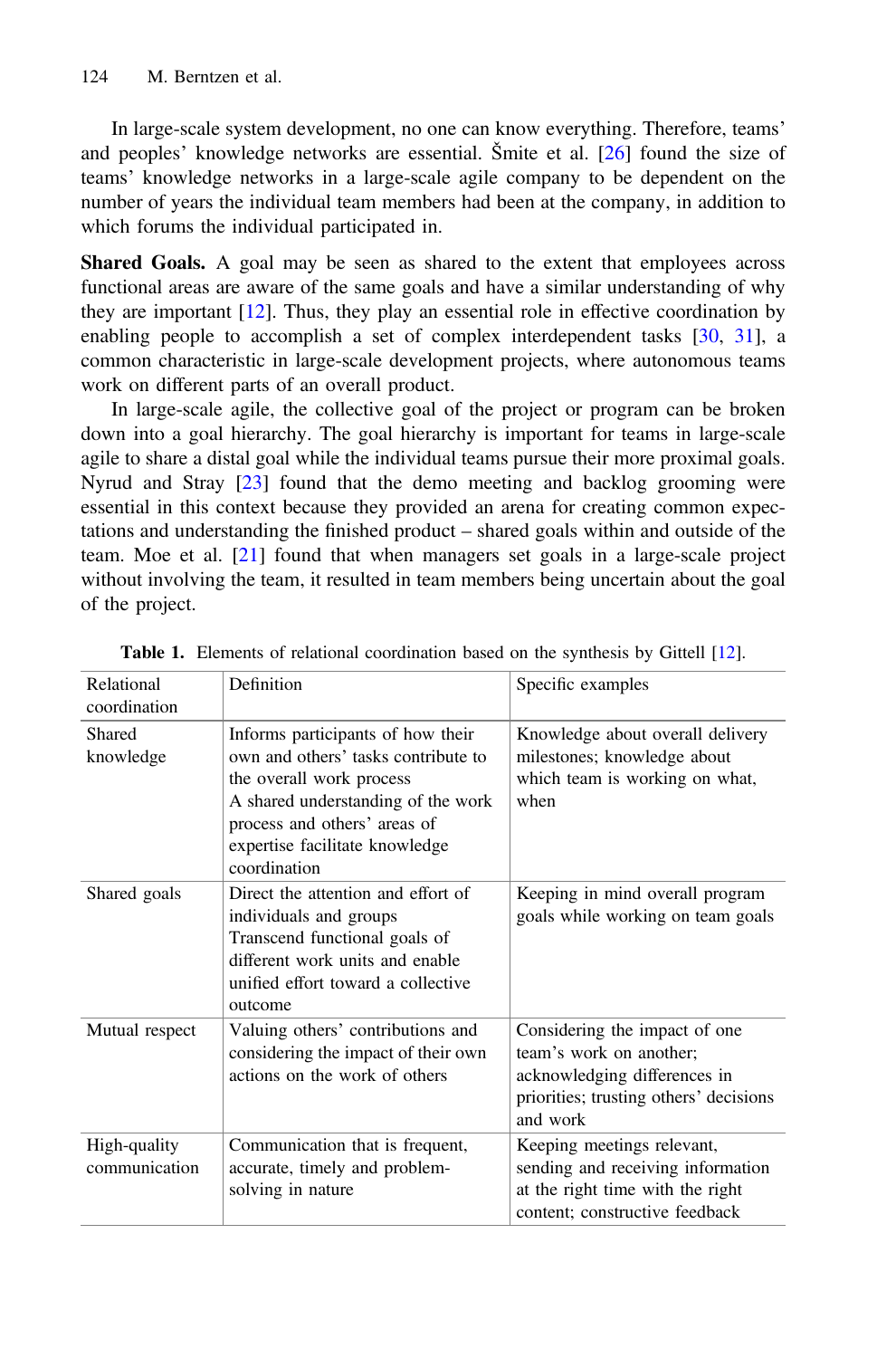In large-scale system development, no one can know everything. Therefore, teams' and peoples' knowledge networks are essential. Šmite et al. [26] found the size of teams' knowledge networks in a large-scale agile company to be dependent on the number of years the individual team members had been at the company, in addition to which forums the individual participated in.

**Shared Goals.** A goal may be seen as shared to the extent that employees across functional areas are aware of the same goals and have a similar understanding of why they are important [12]. Thus, they play an essential role in effective coordination by enabling people to accomplish a set of complex interdependent tasks [30, 31], a common characteristic in large-scale development projects, where autonomous teams work on different parts of an overall product.

In large-scale agile, the collective goal of the project or program can be broken down into a goal hierarchy. The goal hierarchy is important for teams in large-scale agile to share a distal goal while the individual teams pursue their more proximal goals. Nyrud and Stray [23] found that the demo meeting and backlog grooming were essential in this context because they provided an arena for creating common expectations and understanding the finished product – shared goals within and outside of the team. Moe et al. [21] found that when managers set goals in a large-scale project without involving the team, it resulted in team members being uncertain about the goal of the project.

**Table 1.** Elements of relational coordination based on the synthesis by Gittell [12].

| Relational coordination | Definition | Specific examples |
|---|---|---|
| Shared knowledge | Informs participants of how their own and others' tasks contribute to the overall work process<br>A shared understanding of the work process and others' areas of expertise facilitate knowledge coordination | Knowledge about overall delivery milestones; knowledge about which team is working on what, when |
| Shared goals | Direct the attention and effort of individuals and groups<br>Transcend functional goals of different work units and enable unified effort toward a collective outcome | Keeping in mind overall program goals while working on team goals |
| Mutual respect | Valuing others' contributions and considering the impact of their own actions on the work of others | Considering the impact of one team's work on another; acknowledging differences in priorities; trusting others' decisions and work |
| High-quality communication | Communication that is frequent, accurate, timely and problem-solving in nature | Keeping meetings relevant, sending and receiving information at the right time with the right content; constructive feedback |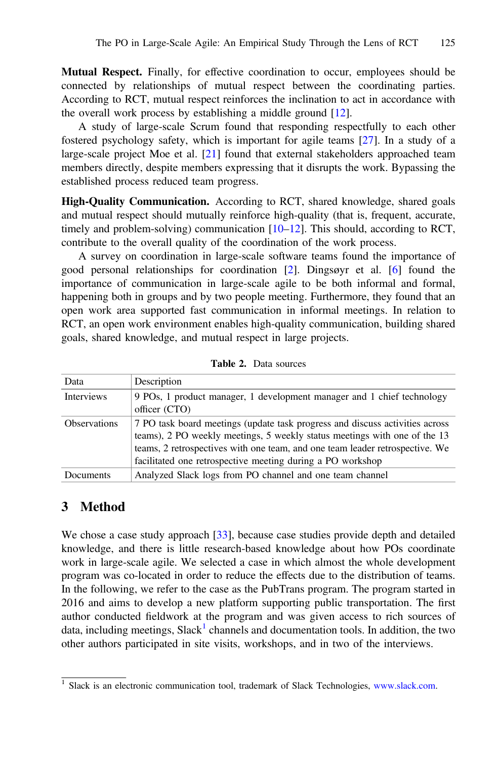**Mutual Respect.** Finally, for effective coordination to occur, employees should be connected by relationships of mutual respect between the coordinating parties. According to RCT, mutual respect reinforces the inclination to act in accordance with the overall work process by establishing a middle ground [12].

A study of large-scale Scrum found that responding respectfully to each other fostered psychology safety, which is important for agile teams [27]. In a study of a large-scale project Moe et al. [21] found that external stakeholders approached team members directly, despite members expressing that it disrupts the work. Bypassing the established process reduced team progress.

**High-Quality Communication.** According to RCT, shared knowledge, shared goals and mutual respect should mutually reinforce high-quality (that is, frequent, accurate, timely and problem-solving) communication [10–12]. This should, according to RCT, contribute to the overall quality of the coordination of the work process.

A survey on coordination in large-scale software teams found the importance of good personal relationships for coordination [2]. Dingsøyr et al. [6] found the importance of communication in large-scale agile to be both informal and formal, happening both in groups and by two people meeting. Furthermore, they found that an open work area supported fast communication in informal meetings. In relation to RCT, an open work environment enables high-quality communication, building shared goals, shared knowledge, and mutual respect in large projects.

**Table 2.** Data sources

| Data | Description |
|---|---|
| Interviews | 9 POs, 1 product manager, 1 development manager and 1 chief technology officer (CTO) |
| Observations | 7 PO task board meetings (update task progress and discuss activities across teams), 2 PO weekly meetings, 5 weekly status meetings with one of the 13 teams, 2 retrospectives with one team, and one team leader retrospective. We facilitated one retrospective meeting during a PO workshop |
| Documents | Analyzed Slack logs from PO channel and one team channel |

## 3 Method

We chose a case study approach [33], because case studies provide depth and detailed knowledge, and there is little research-based knowledge about how POs coordinate work in large-scale agile. We selected a case in which almost the whole development program was co-located in order to reduce the effects due to the distribution of teams. In the following, we refer to the case as the PubTrans program. The program started in 2016 and aims to develop a new platform supporting public transportation. The first author conducted fieldwork at the program and was given access to rich sources of data, including meetings, Slack[1] channels and documentation tools. In addition, the two other authors participated in site visits, workshops, and in two of the interviews.

[1] Slack is an electronic communication tool, trademark of Slack Technologies, www.slack.com.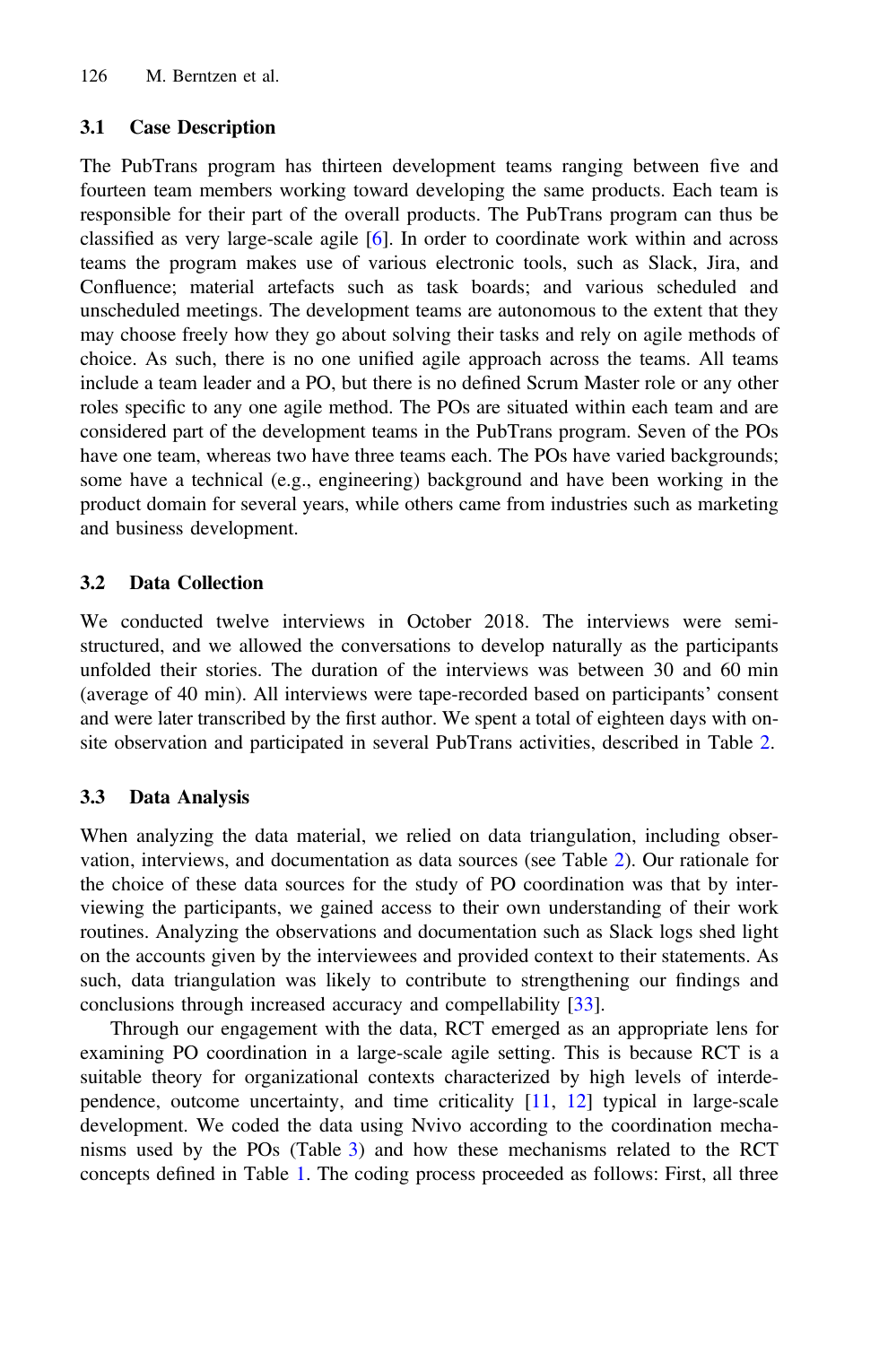### 3.1 Case Description

The PubTrans program has thirteen development teams ranging between five and fourteen team members working toward developing the same products. Each team is responsible for their part of the overall products. The PubTrans program can thus be classified as very large-scale agile [6]. In order to coordinate work within and across teams the program makes use of various electronic tools, such as Slack, Jira, and Confluence; material artefacts such as task boards; and various scheduled and unscheduled meetings. The development teams are autonomous to the extent that they may choose freely how they go about solving their tasks and rely on agile methods of choice. As such, there is no one unified agile approach across the teams. All teams include a team leader and a PO, but there is no defined Scrum Master role or any other roles specific to any one agile method. The POs are situated within each team and are considered part of the development teams in the PubTrans program. Seven of the POs have one team, whereas two have three teams each. The POs have varied backgrounds; some have a technical (e.g., engineering) background and have been working in the product domain for several years, while others came from industries such as marketing and business development.

### 3.2 Data Collection

We conducted twelve interviews in October 2018. The interviews were semi-structured, and we allowed the conversations to develop naturally as the participants unfolded their stories. The duration of the interviews was between 30 and 60 min (average of 40 min). All interviews were tape-recorded based on participants' consent and were later transcribed by the first author. We spent a total of eighteen days with on-site observation and participated in several PubTrans activities, described in Table 2.

### 3.3 Data Analysis

When analyzing the data material, we relied on data triangulation, including observation, interviews, and documentation as data sources (see Table 2). Our rationale for the choice of these data sources for the study of PO coordination was that by interviewing the participants, we gained access to their own understanding of their work routines. Analyzing the observations and documentation such as Slack logs shed light on the accounts given by the interviewees and provided context to their statements. As such, data triangulation was likely to contribute to strengthening our findings and conclusions through increased accuracy and compellability [33].

Through our engagement with the data, RCT emerged as an appropriate lens for examining PO coordination in a large-scale agile setting. This is because RCT is a suitable theory for organizational contexts characterized by high levels of interdependence, outcome uncertainty, and time criticality [11, 12] typical in large-scale development. We coded the data using Nvivo according to the coordination mechanisms used by the POs (Table 3) and how these mechanisms related to the RCT concepts defined in Table 1. The coding process proceeded as follows: First, all three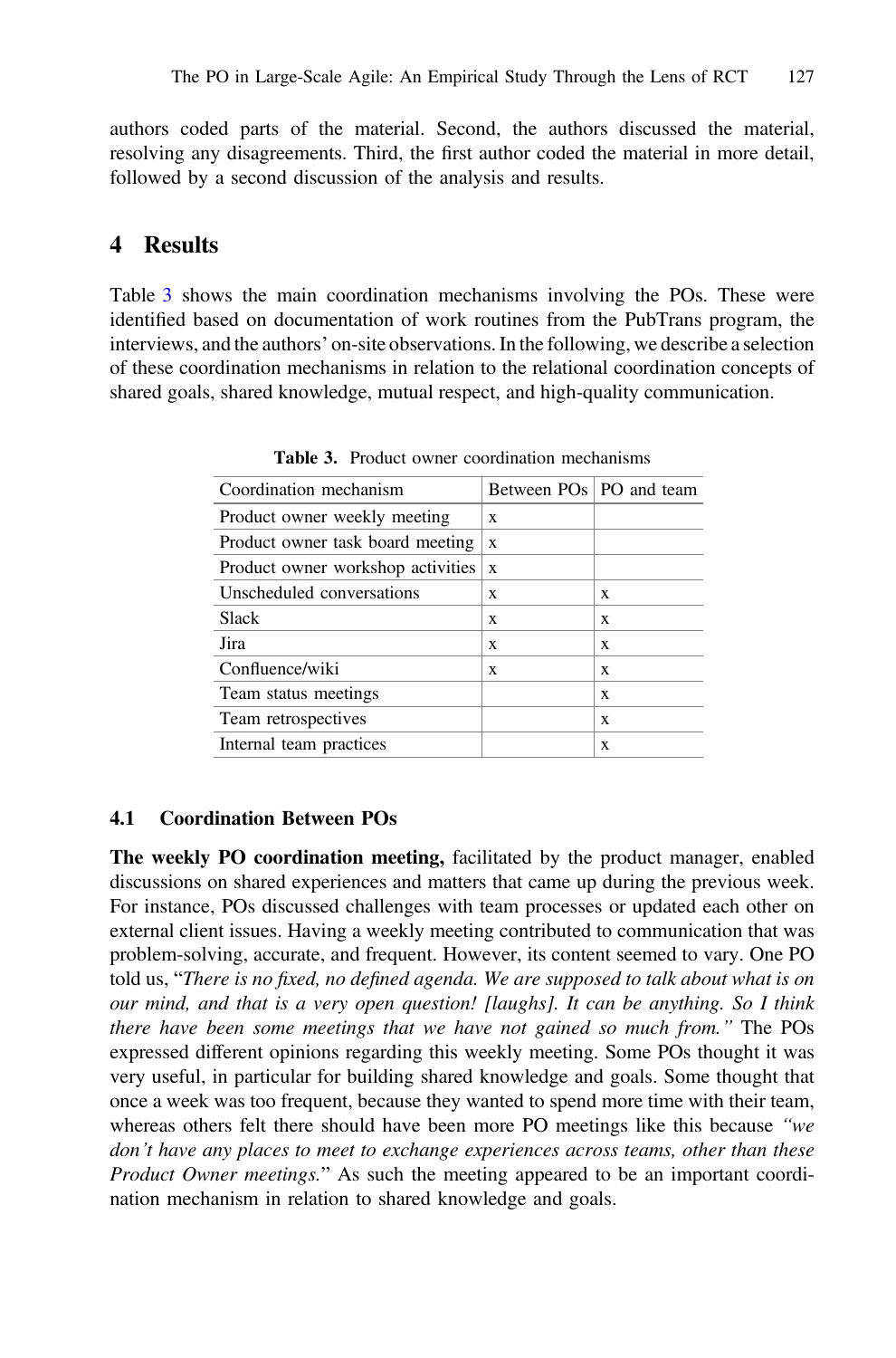authors coded parts of the material. Second, the authors discussed the material, resolving any disagreements. Third, the first author coded the material in more detail, followed by a second discussion of the analysis and results.

# 4 Results

Table 3 shows the main coordination mechanisms involving the POs. These were identified based on documentation of work routines from the PubTrans program, the interviews, and the authors' on-site observations. In the following, we describe a selection of these coordination mechanisms in relation to the relational coordination concepts of shared goals, shared knowledge, mutual respect, and high-quality communication.

**Table 3.** Product owner coordination mechanisms

| Coordination mechanism | Between POs | PO and team |
|---|---|---|
| Product owner weekly meeting | x | |
| Product owner task board meeting | x | |
| Product owner workshop activities | x | |
| Unscheduled conversations | x | x |
| Slack | x | x |
| Jira | x | x |
| Confluence/wiki | x | x |
| Team status meetings | | x |
| Team retrospectives | | x |
| Internal team practices | | x |

## 4.1 Coordination Between POs

**The weekly PO coordination meeting,** facilitated by the product manager, enabled discussions on shared experiences and matters that came up during the previous week. For instance, POs discussed challenges with team processes or updated each other on external client issues. Having a weekly meeting contributed to communication that was problem-solving, accurate, and frequent. However, its content seemed to vary. One PO told us, "*There is no fixed, no defined agenda. We are supposed to talk about what is on our mind, and that is a very open question! [laughs]. It can be anything. So I think there have been some meetings that we have not gained so much from.*" The POs expressed different opinions regarding this weekly meeting. Some POs thought it was very useful, in particular for building shared knowledge and goals. Some thought that once a week was too frequent, because they wanted to spend more time with their team, whereas others felt there should have been more PO meetings like this because *"we don't have any places to meet to exchange experiences across teams, other than these Product Owner meetings.*" As such the meeting appeared to be an important coordination mechanism in relation to shared knowledge and goals.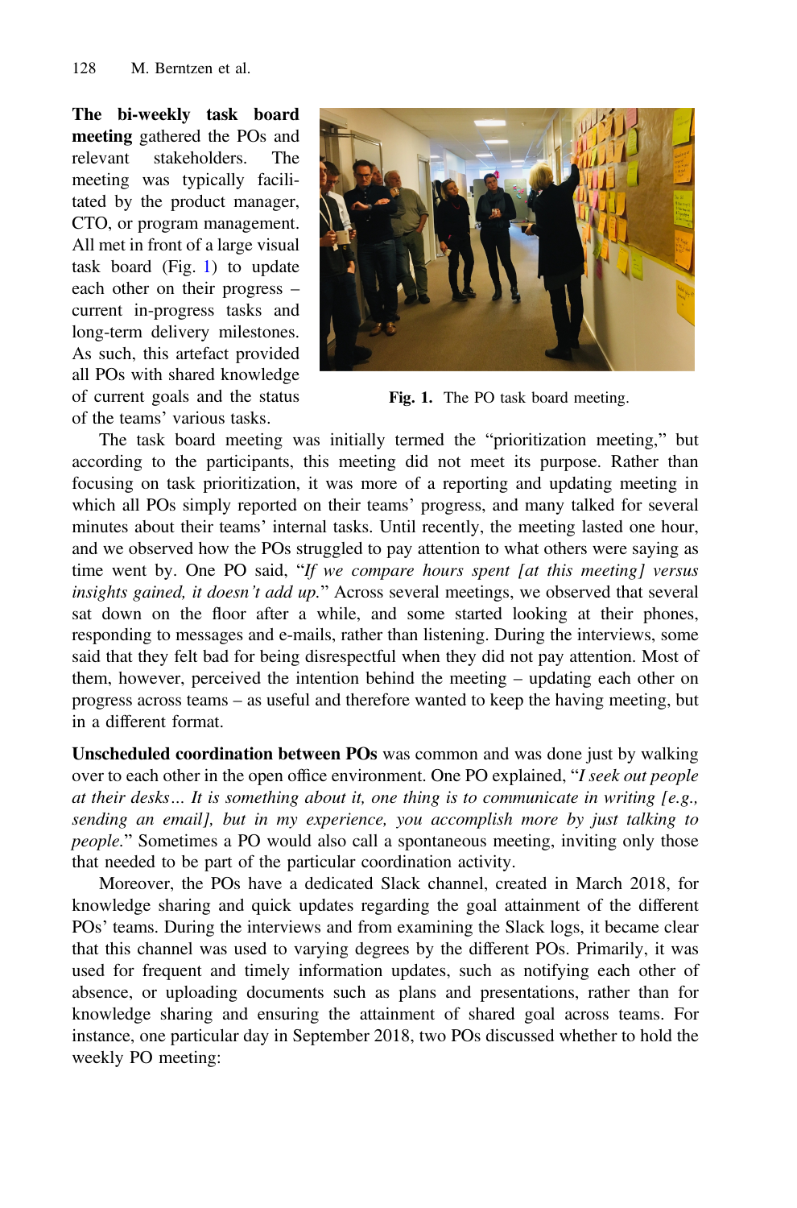**The bi-weekly task board meeting** gathered the POs and relevant stakeholders. The meeting was typically facilitated by the product manager, CTO, or program management. All met in front of a large visual task board (Fig. 1) to update each other on their progress – current in-progress tasks and long-term delivery milestones. As such, this artefact provided all POs with shared knowledge of current goals and the status of the teams' various tasks.

**Fig. 1.** The PO task board meeting.

The task board meeting was initially termed the "prioritization meeting," but according to the participants, this meeting did not meet its purpose. Rather than focusing on task prioritization, it was more of a reporting and updating meeting in which all POs simply reported on their teams' progress, and many talked for several minutes about their teams' internal tasks. Until recently, the meeting lasted one hour, and we observed how the POs struggled to pay attention to what others were saying as time went by. One PO said, "*If we compare hours spent [at this meeting] versus insights gained, it doesn't add up.*" Across several meetings, we observed that several sat down on the floor after a while, and some started looking at their phones, responding to messages and e-mails, rather than listening. During the interviews, some said that they felt bad for being disrespectful when they did not pay attention. Most of them, however, perceived the intention behind the meeting – updating each other on progress across teams – as useful and therefore wanted to keep the having meeting, but in a different format.

**Unscheduled coordination between POs** was common and was done just by walking over to each other in the open office environment. One PO explained, "*I seek out people at their desks… It is something about it, one thing is to communicate in writing [e.g., sending an email], but in my experience, you accomplish more by just talking to people.*" Sometimes a PO would also call a spontaneous meeting, inviting only those that needed to be part of the particular coordination activity.

Moreover, the POs have a dedicated Slack channel, created in March 2018, for knowledge sharing and quick updates regarding the goal attainment of the different POs' teams. During the interviews and from examining the Slack logs, it became clear that this channel was used to varying degrees by the different POs. Primarily, it was used for frequent and timely information updates, such as notifying each other of absence, or uploading documents such as plans and presentations, rather than for knowledge sharing and ensuring the attainment of shared goal across teams. For instance, one particular day in September 2018, two POs discussed whether to hold the weekly PO meeting: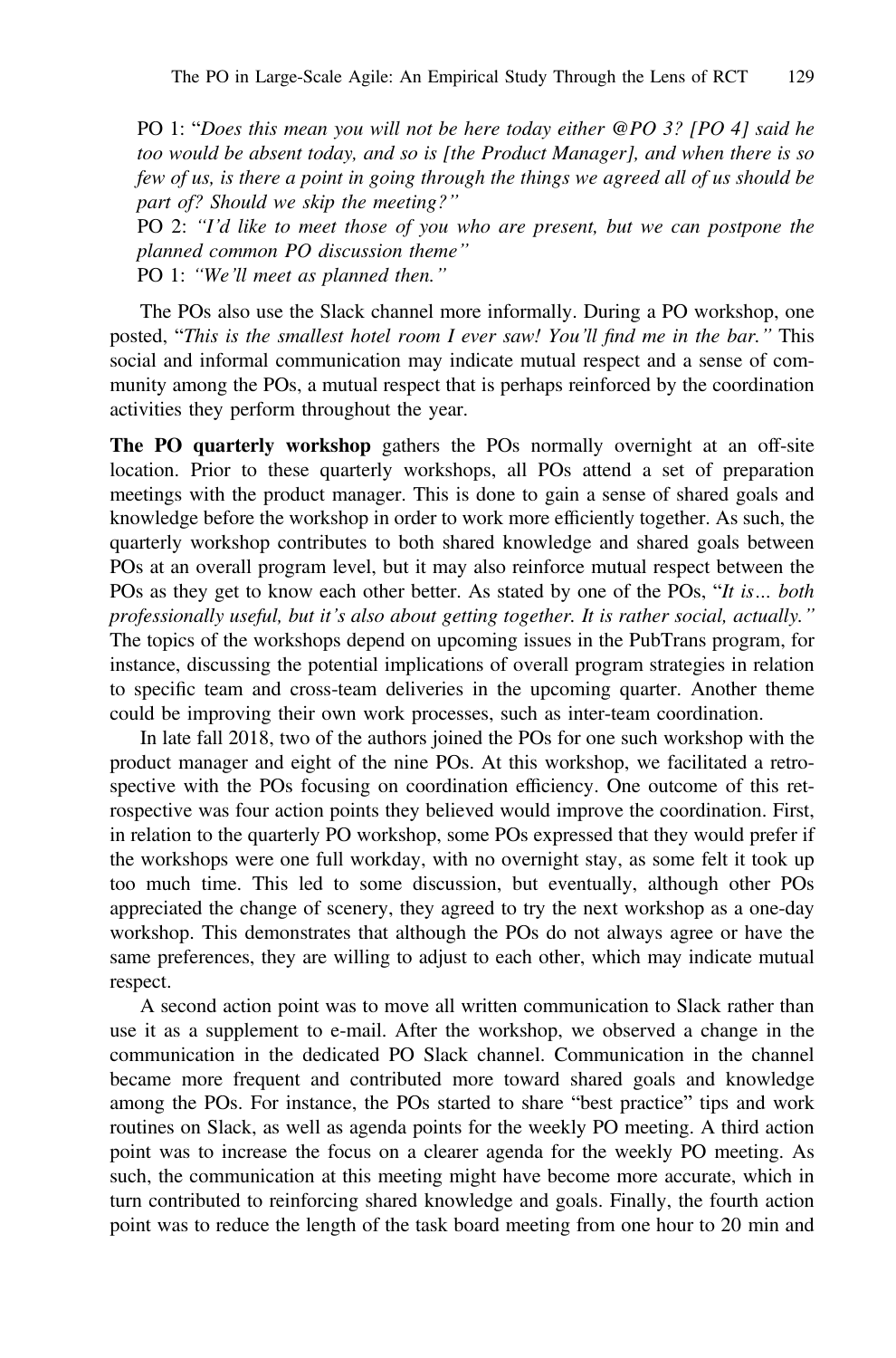PO 1: "*Does this mean you will not be here today either @PO 3? [PO 4] said he too would be absent today, and so is [the Product Manager], and when there is so few of us, is there a point in going through the things we agreed all of us should be part of? Should we skip the meeting?*"
PO 2: *"I'd like to meet those of you who are present, but we can postpone the planned common PO discussion theme"*
PO 1: *"We'll meet as planned then."*

The POs also use the Slack channel more informally. During a PO workshop, one posted, "*This is the smallest hotel room I ever saw! You'll find me in the bar."* This social and informal communication may indicate mutual respect and a sense of community among the POs, a mutual respect that is perhaps reinforced by the coordination activities they perform throughout the year.

**The PO quarterly workshop** gathers the POs normally overnight at an off-site location. Prior to these quarterly workshops, all POs attend a set of preparation meetings with the product manager. This is done to gain a sense of shared goals and knowledge before the workshop in order to work more efficiently together. As such, the quarterly workshop contributes to both shared knowledge and shared goals between POs at an overall program level, but it may also reinforce mutual respect between the POs as they get to know each other better. As stated by one of the POs, "*It is… both professionally useful, but it's also about getting together. It is rather social, actually."* The topics of the workshops depend on upcoming issues in the PubTrans program, for instance, discussing the potential implications of overall program strategies in relation to specific team and cross-team deliveries in the upcoming quarter. Another theme could be improving their own work processes, such as inter-team coordination.

In late fall 2018, two of the authors joined the POs for one such workshop with the product manager and eight of the nine POs. At this workshop, we facilitated a retrospective with the POs focusing on coordination efficiency. One outcome of this retrospective was four action points they believed would improve the coordination. First, in relation to the quarterly PO workshop, some POs expressed that they would prefer if the workshops were one full workday, with no overnight stay, as some felt it took up too much time. This led to some discussion, but eventually, although other POs appreciated the change of scenery, they agreed to try the next workshop as a one-day workshop. This demonstrates that although the POs do not always agree or have the same preferences, they are willing to adjust to each other, which may indicate mutual respect.

A second action point was to move all written communication to Slack rather than use it as a supplement to e-mail. After the workshop, we observed a change in the communication in the dedicated PO Slack channel. Communication in the channel became more frequent and contributed more toward shared goals and knowledge among the POs. For instance, the POs started to share "best practice" tips and work routines on Slack, as well as agenda points for the weekly PO meeting. A third action point was to increase the focus on a clearer agenda for the weekly PO meeting. As such, the communication at this meeting might have become more accurate, which in turn contributed to reinforcing shared knowledge and goals. Finally, the fourth action point was to reduce the length of the task board meeting from one hour to 20 min and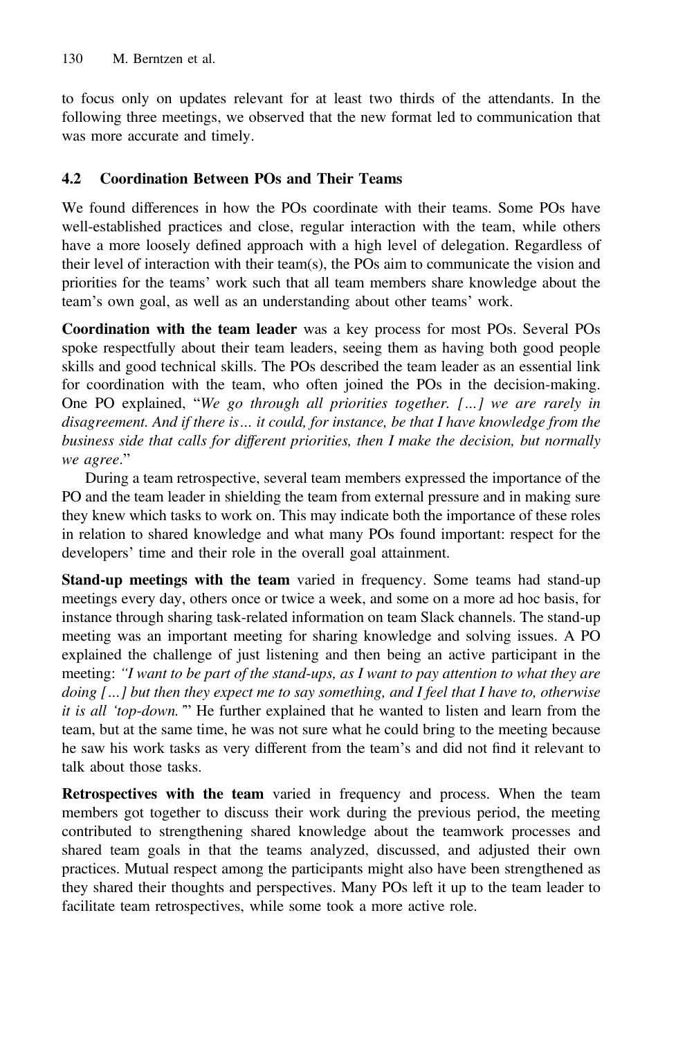to focus only on updates relevant for at least two thirds of the attendants. In the following three meetings, we observed that the new format led to communication that was more accurate and timely.

### 4.2 Coordination Between POs and Their Teams

We found differences in how the POs coordinate with their teams. Some POs have well-established practices and close, regular interaction with the team, while others have a more loosely defined approach with a high level of delegation. Regardless of their level of interaction with their team(s), the POs aim to communicate the vision and priorities for the teams' work such that all team members share knowledge about the team's own goal, as well as an understanding about other teams' work.

**Coordination with the team leader** was a key process for most POs. Several POs spoke respectfully about their team leaders, seeing them as having both good people skills and good technical skills. The POs described the team leader as an essential link for coordination with the team, who often joined the POs in the decision-making. One PO explained, "*We go through all priorities together. […] we are rarely in disagreement. And if there is… it could, for instance, be that I have knowledge from the business side that calls for different priorities, then I make the decision, but normally we agree*."

During a team retrospective, several team members expressed the importance of the PO and the team leader in shielding the team from external pressure and in making sure they knew which tasks to work on. This may indicate both the importance of these roles in relation to shared knowledge and what many POs found important: respect for the developers' time and their role in the overall goal attainment.

**Stand-up meetings with the team** varied in frequency. Some teams had stand-up meetings every day, others once or twice a week, and some on a more ad hoc basis, for instance through sharing task-related information on team Slack channels. The stand-up meeting was an important meeting for sharing knowledge and solving issues. A PO explained the challenge of just listening and then being an active participant in the meeting: *"I want to be part of the stand-ups, as I want to pay attention to what they are doing […] but then they expect me to say something, and I feel that I have to, otherwise it is all 'top-down.'"* He further explained that he wanted to listen and learn from the team, but at the same time, he was not sure what he could bring to the meeting because he saw his work tasks as very different from the team's and did not find it relevant to talk about those tasks.

**Retrospectives with the team** varied in frequency and process. When the team members got together to discuss their work during the previous period, the meeting contributed to strengthening shared knowledge about the teamwork processes and shared team goals in that the teams analyzed, discussed, and adjusted their own practices. Mutual respect among the participants might also have been strengthened as they shared their thoughts and perspectives. Many POs left it up to the team leader to facilitate team retrospectives, while some took a more active role.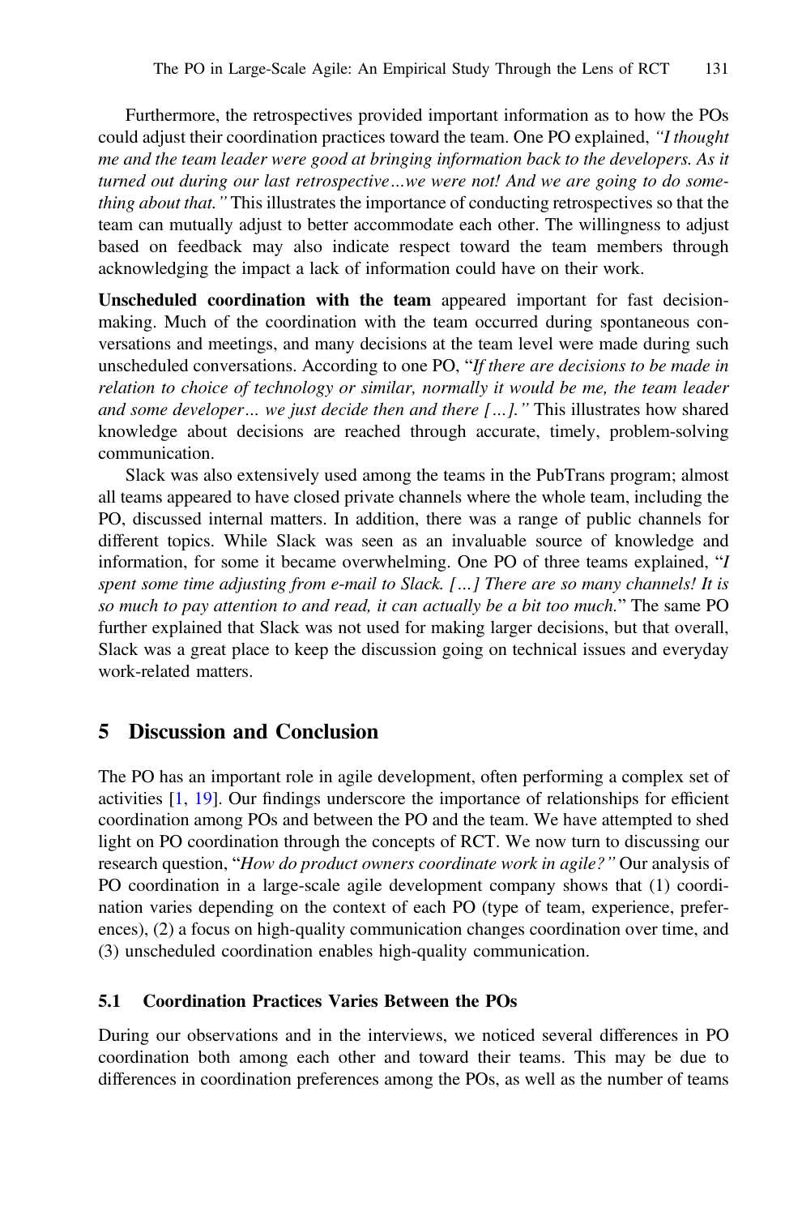Furthermore, the retrospectives provided important information as to how the POs could adjust their coordination practices toward the team. One PO explained, *"I thought me and the team leader were good at bringing information back to the developers. As it turned out during our last retrospective…we were not! And we are going to do something about that."* This illustrates the importance of conducting retrospectives so that the team can mutually adjust to better accommodate each other. The willingness to adjust based on feedback may also indicate respect toward the team members through acknowledging the impact a lack of information could have on their work.

**Unscheduled coordination with the team** appeared important for fast decision-making. Much of the coordination with the team occurred during spontaneous conversations and meetings, and many decisions at the team level were made during such unscheduled conversations. According to one PO, "*If there are decisions to be made in relation to choice of technology or similar, normally it would be me, the team leader and some developer… we just decide then and there […].*" This illustrates how shared knowledge about decisions are reached through accurate, timely, problem-solving communication.

Slack was also extensively used among the teams in the PubTrans program; almost all teams appeared to have closed private channels where the whole team, including the PO, discussed internal matters. In addition, there was a range of public channels for different topics. While Slack was seen as an invaluable source of knowledge and information, for some it became overwhelming. One PO of three teams explained, "*I spent some time adjusting from e-mail to Slack. […] There are so many channels! It is so much to pay attention to and read, it can actually be a bit too much.*" The same PO further explained that Slack was not used for making larger decisions, but that overall, Slack was a great place to keep the discussion going on technical issues and everyday work-related matters.

## 5 Discussion and Conclusion

The PO has an important role in agile development, often performing a complex set of activities [1, 19]. Our findings underscore the importance of relationships for efficient coordination among POs and between the PO and the team. We have attempted to shed light on PO coordination through the concepts of RCT. We now turn to discussing our research question, "*How do product owners coordinate work in agile?*" Our analysis of PO coordination in a large-scale agile development company shows that (1) coordination varies depending on the context of each PO (type of team, experience, preferences), (2) a focus on high-quality communication changes coordination over time, and (3) unscheduled coordination enables high-quality communication.

### 5.1 Coordination Practices Varies Between the POs

During our observations and in the interviews, we noticed several differences in PO coordination both among each other and toward their teams. This may be due to differences in coordination preferences among the POs, as well as the number of teams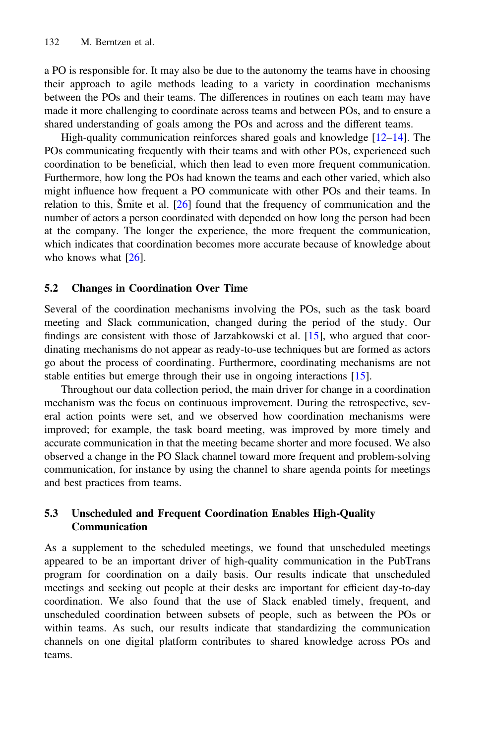a PO is responsible for. It may also be due to the autonomy the teams have in choosing their approach to agile methods leading to a variety in coordination mechanisms between the POs and their teams. The differences in routines on each team may have made it more challenging to coordinate across teams and between POs, and to ensure a shared understanding of goals among the POs and across and the different teams.

High-quality communication reinforces shared goals and knowledge [12–14]. The POs communicating frequently with their teams and with other POs, experienced such coordination to be beneficial, which then lead to even more frequent communication. Furthermore, how long the POs had known the teams and each other varied, which also might influence how frequent a PO communicate with other POs and their teams. In relation to this, Šmite et al. [26] found that the frequency of communication and the number of actors a person coordinated with depended on how long the person had been at the company. The longer the experience, the more frequent the communication, which indicates that coordination becomes more accurate because of knowledge about who knows what [26].

### 5.2 Changes in Coordination Over Time

Several of the coordination mechanisms involving the POs, such as the task board meeting and Slack communication, changed during the period of the study. Our findings are consistent with those of Jarzabkowski et al. [15], who argued that coordinating mechanisms do not appear as ready-to-use techniques but are formed as actors go about the process of coordinating. Furthermore, coordinating mechanisms are not stable entities but emerge through their use in ongoing interactions [15].

Throughout our data collection period, the main driver for change in a coordination mechanism was the focus on continuous improvement. During the retrospective, several action points were set, and we observed how coordination mechanisms were improved; for example, the task board meeting, was improved by more timely and accurate communication in that the meeting became shorter and more focused. We also observed a change in the PO Slack channel toward more frequent and problem-solving communication, for instance by using the channel to share agenda points for meetings and best practices from teams.

### 5.3 Unscheduled and Frequent Coordination Enables High-Quality Communication

As a supplement to the scheduled meetings, we found that unscheduled meetings appeared to be an important driver of high-quality communication in the PubTrans program for coordination on a daily basis. Our results indicate that unscheduled meetings and seeking out people at their desks are important for efficient day-to-day coordination. We also found that the use of Slack enabled timely, frequent, and unscheduled coordination between subsets of people, such as between the POs or within teams. As such, our results indicate that standardizing the communication channels on one digital platform contributes to shared knowledge across POs and teams.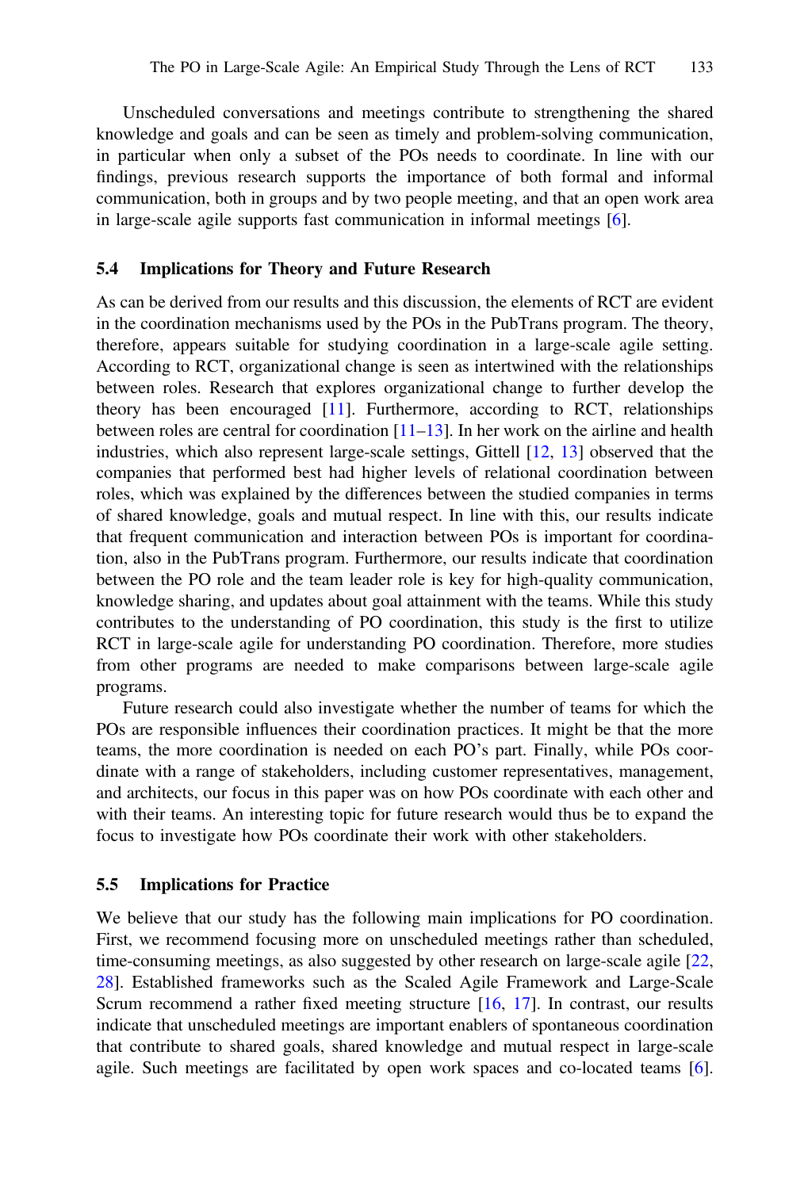Unscheduled conversations and meetings contribute to strengthening the shared knowledge and goals and can be seen as timely and problem-solving communication, in particular when only a subset of the POs needs to coordinate. In line with our findings, previous research supports the importance of both formal and informal communication, both in groups and by two people meeting, and that an open work area in large-scale agile supports fast communication in informal meetings [6].

### 5.4 Implications for Theory and Future Research

As can be derived from our results and this discussion, the elements of RCT are evident in the coordination mechanisms used by the POs in the PubTrans program. The theory, therefore, appears suitable for studying coordination in a large-scale agile setting. According to RCT, organizational change is seen as intertwined with the relationships between roles. Research that explores organizational change to further develop the theory has been encouraged [11]. Furthermore, according to RCT, relationships between roles are central for coordination [11–13]. In her work on the airline and health industries, which also represent large-scale settings, Gittell [12, 13] observed that the companies that performed best had higher levels of relational coordination between roles, which was explained by the differences between the studied companies in terms of shared knowledge, goals and mutual respect. In line with this, our results indicate that frequent communication and interaction between POs is important for coordination, also in the PubTrans program. Furthermore, our results indicate that coordination between the PO role and the team leader role is key for high-quality communication, knowledge sharing, and updates about goal attainment with the teams. While this study contributes to the understanding of PO coordination, this study is the first to utilize RCT in large-scale agile for understanding PO coordination. Therefore, more studies from other programs are needed to make comparisons between large-scale agile programs.

Future research could also investigate whether the number of teams for which the POs are responsible influences their coordination practices. It might be that the more teams, the more coordination is needed on each PO's part. Finally, while POs coordinate with a range of stakeholders, including customer representatives, management, and architects, our focus in this paper was on how POs coordinate with each other and with their teams. An interesting topic for future research would thus be to expand the focus to investigate how POs coordinate their work with other stakeholders.

### 5.5 Implications for Practice

We believe that our study has the following main implications for PO coordination. First, we recommend focusing more on unscheduled meetings rather than scheduled, time-consuming meetings, as also suggested by other research on large-scale agile [22, 28]. Established frameworks such as the Scaled Agile Framework and Large-Scale Scrum recommend a rather fixed meeting structure [16, 17]. In contrast, our results indicate that unscheduled meetings are important enablers of spontaneous coordination that contribute to shared goals, shared knowledge and mutual respect in large-scale agile. Such meetings are facilitated by open work spaces and co-located teams [6].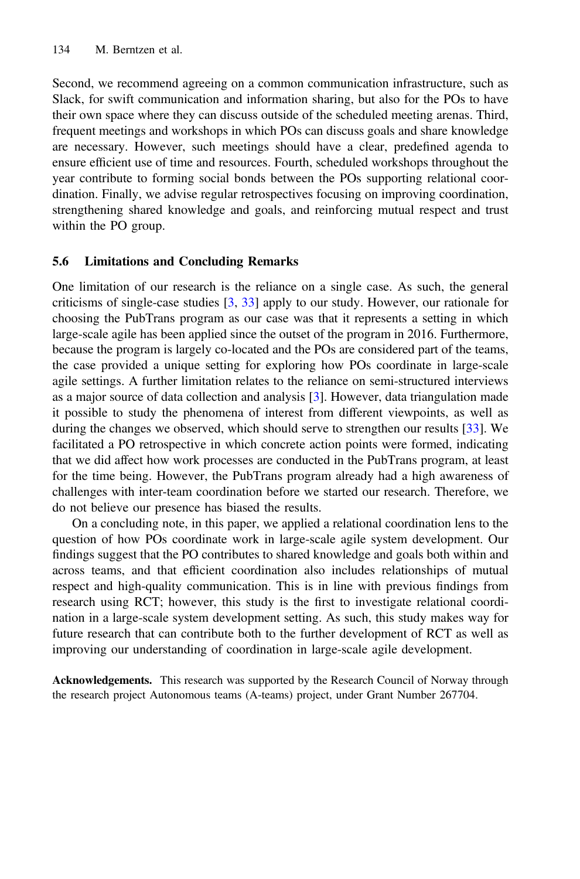Second, we recommend agreeing on a common communication infrastructure, such as Slack, for swift communication and information sharing, but also for the POs to have their own space where they can discuss outside of the scheduled meeting arenas. Third, frequent meetings and workshops in which POs can discuss goals and share knowledge are necessary. However, such meetings should have a clear, predefined agenda to ensure efficient use of time and resources. Fourth, scheduled workshops throughout the year contribute to forming social bonds between the POs supporting relational coordination. Finally, we advise regular retrospectives focusing on improving coordination, strengthening shared knowledge and goals, and reinforcing mutual respect and trust within the PO group.

### 5.6 Limitations and Concluding Remarks

One limitation of our research is the reliance on a single case. As such, the general criticisms of single-case studies [3, 33] apply to our study. However, our rationale for choosing the PubTrans program as our case was that it represents a setting in which large-scale agile has been applied since the outset of the program in 2016. Furthermore, because the program is largely co-located and the POs are considered part of the teams, the case provided a unique setting for exploring how POs coordinate in large-scale agile settings. A further limitation relates to the reliance on semi-structured interviews as a major source of data collection and analysis [3]. However, data triangulation made it possible to study the phenomena of interest from different viewpoints, as well as during the changes we observed, which should serve to strengthen our results [33]. We facilitated a PO retrospective in which concrete action points were formed, indicating that we did affect how work processes are conducted in the PubTrans program, at least for the time being. However, the PubTrans program already had a high awareness of challenges with inter-team coordination before we started our research. Therefore, we do not believe our presence has biased the results.

On a concluding note, in this paper, we applied a relational coordination lens to the question of how POs coordinate work in large-scale agile system development. Our findings suggest that the PO contributes to shared knowledge and goals both within and across teams, and that efficient coordination also includes relationships of mutual respect and high-quality communication. This is in line with previous findings from research using RCT; however, this study is the first to investigate relational coordination in a large-scale system development setting. As such, this study makes way for future research that can contribute both to the further development of RCT as well as improving our understanding of coordination in large-scale agile development.

**Acknowledgements.** This research was supported by the Research Council of Norway through the research project Autonomous teams (A-teams) project, under Grant Number 267704.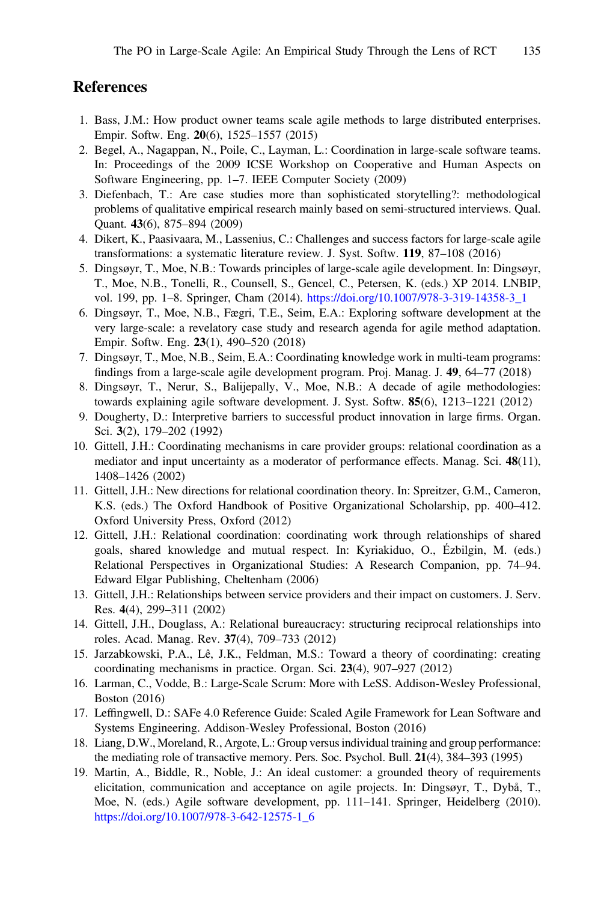## References

1. Bass, J.M.: How product owner teams scale agile methods to large distributed enterprises. Empir. Softw. Eng. **20**(6), 1525–1557 (2015)
2. Begel, A., Nagappan, N., Poile, C., Layman, L.: Coordination in large-scale software teams. In: Proceedings of the 2009 ICSE Workshop on Cooperative and Human Aspects on Software Engineering, pp. 1–7. IEEE Computer Society (2009)
3. Diefenbach, T.: Are case studies more than sophisticated storytelling?: methodological problems of qualitative empirical research mainly based on semi-structured interviews. Qual. Quant. **43**(6), 875–894 (2009)
4. Dikert, K., Paasivaara, M., Lassenius, C.: Challenges and success factors for large-scale agile transformations: a systematic literature review. J. Syst. Softw. **119**, 87–108 (2016)
5. Dingsøyr, T., Moe, N.B.: Towards principles of large-scale agile development. In: Dingsøyr, T., Moe, N.B., Tonelli, R., Counsell, S., Gencel, C., Petersen, K. (eds.) XP 2014. LNBIP, vol. 199, pp. 1–8. Springer, Cham (2014). https://doi.org/10.1007/978-3-319-14358-3_1
6. Dingsøyr, T., Moe, N.B., Fægri, T.E., Seim, E.A.: Exploring software development at the very large-scale: a revelatory case study and research agenda for agile method adaptation. Empir. Softw. Eng. **23**(1), 490–520 (2018)
7. Dingsøyr, T., Moe, N.B., Seim, E.A.: Coordinating knowledge work in multi-team programs: findings from a large-scale agile development program. Proj. Manag. J. **49**, 64–77 (2018)
8. Dingsøyr, T., Nerur, S., Balijepally, V., Moe, N.B.: A decade of agile methodologies: towards explaining agile software development. J. Syst. Softw. **85**(6), 1213–1221 (2012)
9. Dougherty, D.: Interpretive barriers to successful product innovation in large firms. Organ. Sci. **3**(2), 179–202 (1992)
10. Gittell, J.H.: Coordinating mechanisms in care provider groups: relational coordination as a mediator and input uncertainty as a moderator of performance effects. Manag. Sci. **48**(11), 1408–1426 (2002)
11. Gittell, J.H.: New directions for relational coordination theory. In: Spreitzer, G.M., Cameron, K.S. (eds.) The Oxford Handbook of Positive Organizational Scholarship, pp. 400–412. Oxford University Press, Oxford (2012)
12. Gittell, J.H.: Relational coordination: coordinating work through relationships of shared goals, shared knowledge and mutual respect. In: Kyriakiduo, O., Ézbilgin, M. (eds.) Relational Perspectives in Organizational Studies: A Research Companion, pp. 74–94. Edward Elgar Publishing, Cheltenham (2006)
13. Gittell, J.H.: Relationships between service providers and their impact on customers. J. Serv. Res. **4**(4), 299–311 (2002)
14. Gittell, J.H., Douglass, A.: Relational bureaucracy: structuring reciprocal relationships into roles. Acad. Manag. Rev. **37**(4), 709–733 (2012)
15. Jarzabkowski, P.A., Lê, J.K., Feldman, M.S.: Toward a theory of coordinating: creating coordinating mechanisms in practice. Organ. Sci. **23**(4), 907–927 (2012)
16. Larman, C., Vodde, B.: Large-Scale Scrum: More with LeSS. Addison-Wesley Professional, Boston (2016)
17. Leffingwell, D.: SAFe 4.0 Reference Guide: Scaled Agile Framework for Lean Software and Systems Engineering. Addison-Wesley Professional, Boston (2016)
18. Liang, D.W., Moreland, R., Argote, L.: Group versus individual training and group performance: the mediating role of transactive memory. Pers. Soc. Psychol. Bull. **21**(4), 384–393 (1995)
19. Martin, A., Biddle, R., Noble, J.: An ideal customer: a grounded theory of requirements elicitation, communication and acceptance on agile projects. In: Dingsøyr, T., Dybå, T., Moe, N. (eds.) Agile software development, pp. 111–141. Springer, Heidelberg (2010). https://doi.org/10.1007/978-3-642-12575-1_6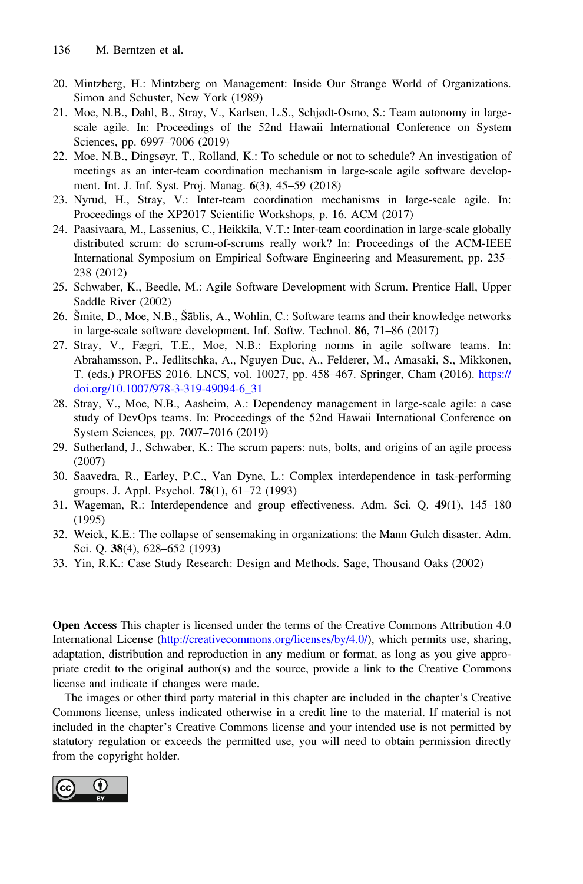20. Mintzberg, H.: Mintzberg on Management: Inside Our Strange World of Organizations. Simon and Schuster, New York (1989)
21. Moe, N.B., Dahl, B., Stray, V., Karlsen, L.S., Schjødt-Osmo, S.: Team autonomy in large-scale agile. In: Proceedings of the 52nd Hawaii International Conference on System Sciences, pp. 6997–7006 (2019)
22. Moe, N.B., Dingsøyr, T., Rolland, K.: To schedule or not to schedule? An investigation of meetings as an inter-team coordination mechanism in large-scale agile software development. Int. J. Inf. Syst. Proj. Manag. **6**(3), 45–59 (2018)
23. Nyrud, H., Stray, V.: Inter-team coordination mechanisms in large-scale agile. In: Proceedings of the XP2017 Scientific Workshops, p. 16. ACM (2017)
24. Paasivaara, M., Lassenius, C., Heikkila, V.T.: Inter-team coordination in large-scale globally distributed scrum: do scrum-of-scrums really work? In: Proceedings of the ACM-IEEE International Symposium on Empirical Software Engineering and Measurement, pp. 235–238 (2012)
25. Schwaber, K., Beedle, M.: Agile Software Development with Scrum. Prentice Hall, Upper Saddle River (2002)
26. Šmite, D., Moe, N.B., Šāblis, A., Wohlin, C.: Software teams and their knowledge networks in large-scale software development. Inf. Softw. Technol. **86**, 71–86 (2017)
27. Stray, V., Fægri, T.E., Moe, N.B.: Exploring norms in agile software teams. In: Abrahamsson, P., Jedlitschka, A., Nguyen Duc, A., Felderer, M., Amasaki, S., Mikkonen, T. (eds.) PROFES 2016. LNCS, vol. 10027, pp. 458–467. Springer, Cham (2016). https://doi.org/10.1007/978-3-319-49094-6_31
28. Stray, V., Moe, N.B., Aasheim, A.: Dependency management in large-scale agile: a case study of DevOps teams. In: Proceedings of the 52nd Hawaii International Conference on System Sciences, pp. 7007–7016 (2019)
29. Sutherland, J., Schwaber, K.: The scrum papers: nuts, bolts, and origins of an agile process (2007)
30. Saavedra, R., Earley, P.C., Van Dyne, L.: Complex interdependence in task-performing groups. J. Appl. Psychol. **78**(1), 61–72 (1993)
31. Wageman, R.: Interdependence and group effectiveness. Adm. Sci. Q. **49**(1), 145–180 (1995)
32. Weick, K.E.: The collapse of sensemaking in organizations: the Mann Gulch disaster. Adm. Sci. Q. **38**(4), 628–652 (1993)
33. Yin, R.K.: Case Study Research: Design and Methods. Sage, Thousand Oaks (2002)

**Open Access** This chapter is licensed under the terms of the Creative Commons Attribution 4.0 International License (http://creativecommons.org/licenses/by/4.0/), which permits use, sharing, adaptation, distribution and reproduction in any medium or format, as long as you give appropriate credit to the original author(s) and the source, provide a link to the Creative Commons license and indicate if changes were made.

The images or other third party material in this chapter are included in the chapter's Creative Commons license, unless indicated otherwise in a credit line to the material. If material is not included in the chapter's Creative Commons license and your intended use is not permitted by statutory regulation or exceeds the permitted use, you will need to obtain permission directly from the copyright holder.